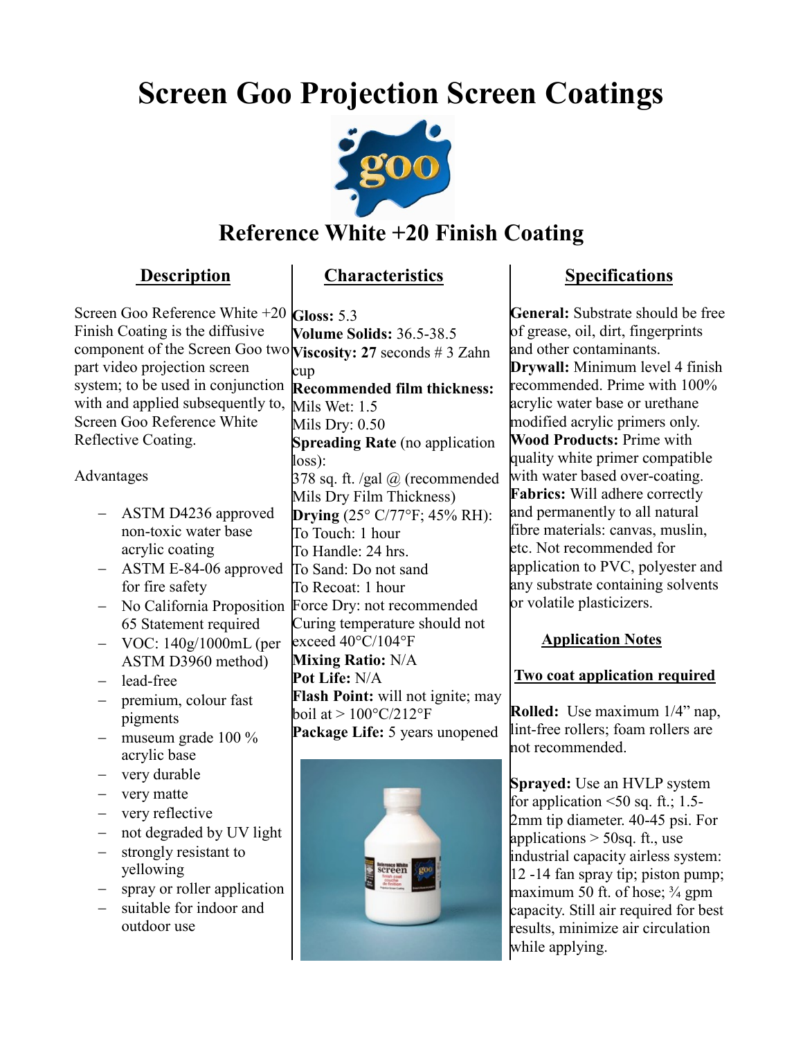# Screen Goo Projection Screen Coatings

## Reference White +20 Finish Coating

### Description

Screen Goo Reference White +20 Finish Coating is the diffusive component of the Screen Goo two part video projection screen system; to be used in conjunction with and applied subsequently to, Screen Goo Reference White Reflective Coating.

Advantages

- ASTM D4236 approved non-toxic water base acrylic coating
- ASTM E-84-06 approved for fire safety
- No California Proposition 65 Statement required
- VOC: 140g/1000mL (per ASTM D3960 method)
- lead-free
- premium, colour fast pigments
- museum grade 100 % acrylic base
- very durable
- very matte
- very reflective
- not degraded by UV light
- strongly resistant to yellowing
- spray or roller application
- suitable for indoor and outdoor use

### Characteristics

**Gloss:** 5.3
**Volume Solids:** 36.5-38.5
**Viscosity: 27** seconds # 3 Zahn cup
**Recommended film thickness:**
Mils Wet: 1.5
Mils Dry: 0.50
**Spreading Rate** (no application loss):
378 sq. ft. /gal @ (recommended Mils Dry Film Thickness)
**Drying** (25° C/77°F; 45% RH):
To Touch: 1 hour
To Handle: 24 hrs.
To Sand: Do not sand
To Recoat: 1 hour
Force Dry: not recommended
Curing temperature should not exceed 40°C/104°F
**Mixing Ratio:** N/A
**Pot Life:** N/A
**Flash Point:** will not ignite; may boil at > 100°C/212°F
**Package Life:** 5 years unopened

### Specifications

**General:** Substrate should be free of grease, oil, dirt, fingerprints and other contaminants.
**Drywall:** Minimum level 4 finish recommended. Prime with 100% acrylic water base or urethane modified acrylic primers only.
**Wood Products:** Prime with quality white primer compatible with water based over-coating.
**Fabrics:** Will adhere correctly and permanently to all natural fibre materials: canvas, muslin, etc. Not recommended for application to PVC, polyester and any substrate containing solvents or volatile plasticizers.

### Application Notes

**Two coat application required**

**Rolled:** Use maximum 1/4" nap, lint-free rollers; foam rollers are not recommended.

**Sprayed:** Use an HVLP system for application <50 sq. ft.; 1.5-2mm tip diameter. 40-45 psi. For applications > 50sq. ft., use industrial capacity airless system: 12 -14 fan spray tip; piston pump; maximum 50 ft. of hose; ¾ gpm capacity. Still air required for best results, minimize air circulation while applying.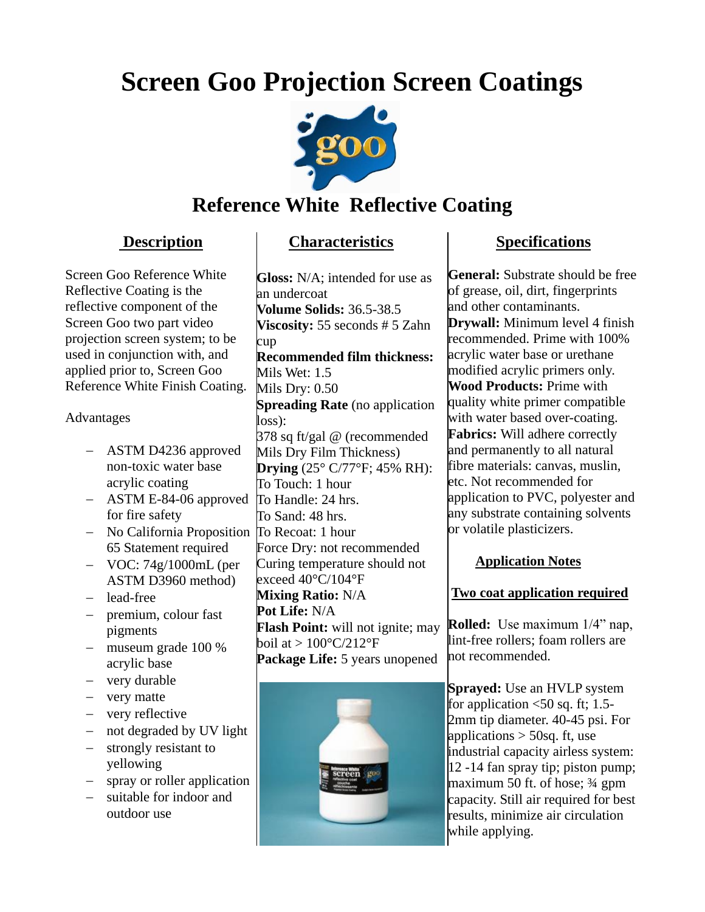# Screen Goo Projection Screen Coatings

## Reference White Reflective Coating

### Description

Screen Goo Reference White Reflective Coating is the reflective component of the Screen Goo two part video projection screen system; to be used in conjunction with, and applied prior to, Screen Goo Reference White Finish Coating.

Advantages

- ASTM D4236 approved non-toxic water base acrylic coating
- ASTM E-84-06 approved for fire safety
- No California Proposition 65 Statement required
- VOC: 74g/1000mL (per ASTM D3960 method)
- lead-free
- premium, colour fast pigments
- museum grade 100 % acrylic base
- very durable
- very matte
- very reflective
- not degraded by UV light
- strongly resistant to yellowing
- spray or roller application
- suitable for indoor and outdoor use

### Characteristics

**Gloss:** N/A; intended for use as an undercoat
**Volume Solids:** 36.5-38.5
**Viscosity:** 55 seconds # 5 Zahn cup
**Recommended film thickness:**
Mils Wet: 1.5
Mils Dry: 0.50
**Spreading Rate** (no application loss):
378 sq ft/gal @ (recommended Mils Dry Film Thickness)
**Drying** (25° C/77°F; 45% RH):
To Touch: 1 hour
To Handle: 24 hrs.
To Sand: 48 hrs.
To Recoat: 1 hour
Force Dry: not recommended
Curing temperature should not exceed 40°C/104°F
**Mixing Ratio:** N/A
**Pot Life:** N/A
**Flash Point:** will not ignite; may boil at > 100°C/212°F
**Package Life:** 5 years unopened

### Specifications

**General:** Substrate should be free of grease, oil, dirt, fingerprints and other contaminants.
**Drywall:** Minimum level 4 finish recommended. Prime with 100% acrylic water base or urethane modified acrylic primers only.
**Wood Products:** Prime with quality white primer compatible with water based over-coating.
**Fabrics:** Will adhere correctly and permanently to all natural fibre materials: canvas, muslin, etc. Not recommended for application to PVC, polyester and any substrate containing solvents or volatile plasticizers.

### Application Notes

**Two coat application required**

**Rolled:** Use maximum 1/4" nap, lint-free rollers; foam rollers are not recommended.

**Sprayed:** Use an HVLP system for application <50 sq. ft; 1.5-2mm tip diameter. 40-45 psi. For applications > 50sq. ft, use industrial capacity airless system: 12 -14 fan spray tip; piston pump; maximum 50 ft. of hose; ¾ gpm capacity. Still air required for best results, minimize air circulation while applying.